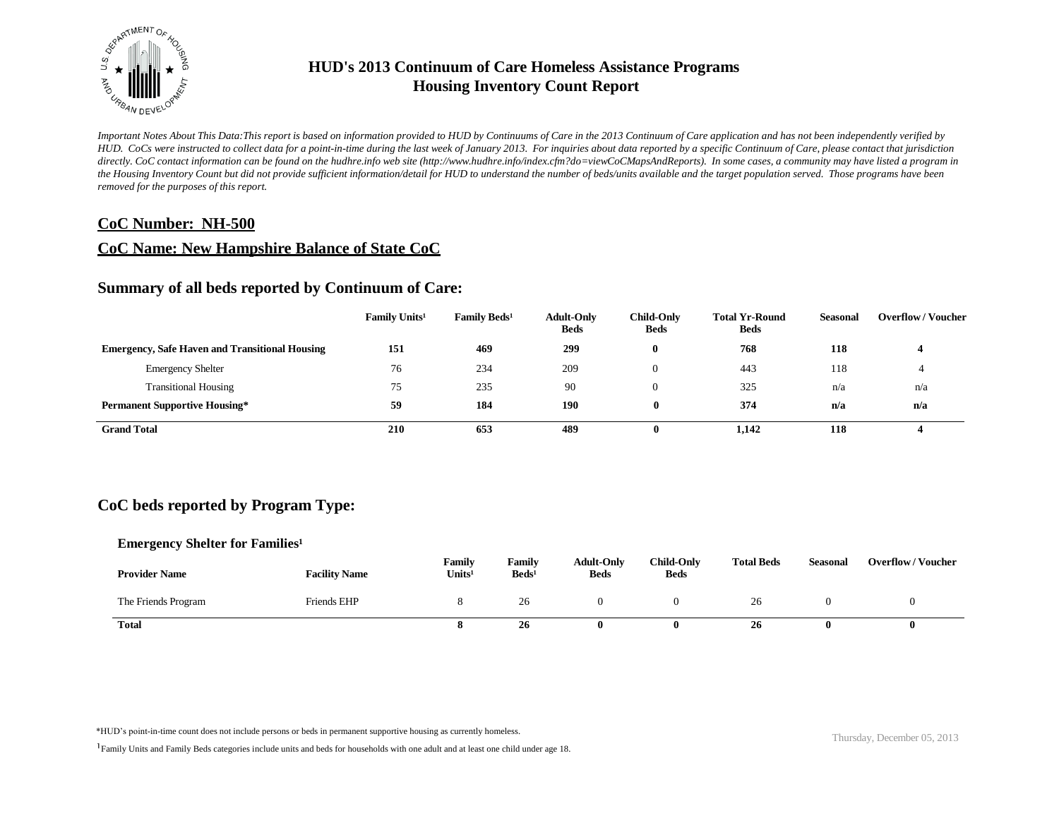# HUD's 2013 Continuum of Care Homeless Assistance Programs
# Housing Inventory Count Report

*Important Notes About This Data:This report is based on information provided to HUD by Continuums of Care in the 2013 Continuum of Care application and has not been independently verified by HUD. CoCs were instructed to collect data for a point-in-time during the last week of January 2013. For inquiries about data reported by a specific Continuum of Care, please contact that jurisdiction directly. CoC contact information can be found on the hudhre.info web site (http://www.hudhre.info/index.cfm?do=viewCoCMapsAndReports). In some cases, a community may have listed a program in the Housing Inventory Count but did not provide sufficient information/detail for HUD to understand the number of beds/units available and the target population served. Those programs have been removed for the purposes of this report.*

## CoC Number: NH-500

## CoC Name: New Hampshire Balance of State CoC

### Summary of all beds reported by Continuum of Care:

| | Family Units[1] | Family Beds[1] | Adult-Only Beds | Child-Only Beds | Total Yr-Round Beds | Seasonal | Overflow / Voucher |
|---|---|---|---|---|---|---|---|
| **Emergency, Safe Haven and Transitional Housing** | **151** | **469** | **299** | **0** | **768** | **118** | **4** |
| Emergency Shelter | 76 | 234 | 209 | 0 | 443 | 118 | 4 |
| Transitional Housing | 75 | 235 | 90 | 0 | 325 | n/a | n/a |
| **Permanent Supportive Housing*** | **59** | **184** | **190** | **0** | **374** | **n/a** | **n/a** |
| **Grand Total** | **210** | **653** | **489** | **0** | **1,142** | **118** | **4** |

### CoC beds reported by Program Type:

#### Emergency Shelter for Families[1]

| Provider Name | Facility Name | Family Units[1] | Family Beds[1] | Adult-Only Beds | Child-Only Beds | Total Beds | Seasonal | Overflow / Voucher |
|---|---|---|---|---|---|---|---|---|
| The Friends Program | Friends EHP | 8 | 26 | 0 | 0 | 26 | 0 | 0 |
| **Total** | | **8** | **26** | **0** | **0** | **26** | **0** | **0** |

*HUD's point-in-time count does not include persons or beds in permanent supportive housing as currently homeless.

[1]Family Units and Family Beds categories include units and beds for households with one adult and at least one child under age 18.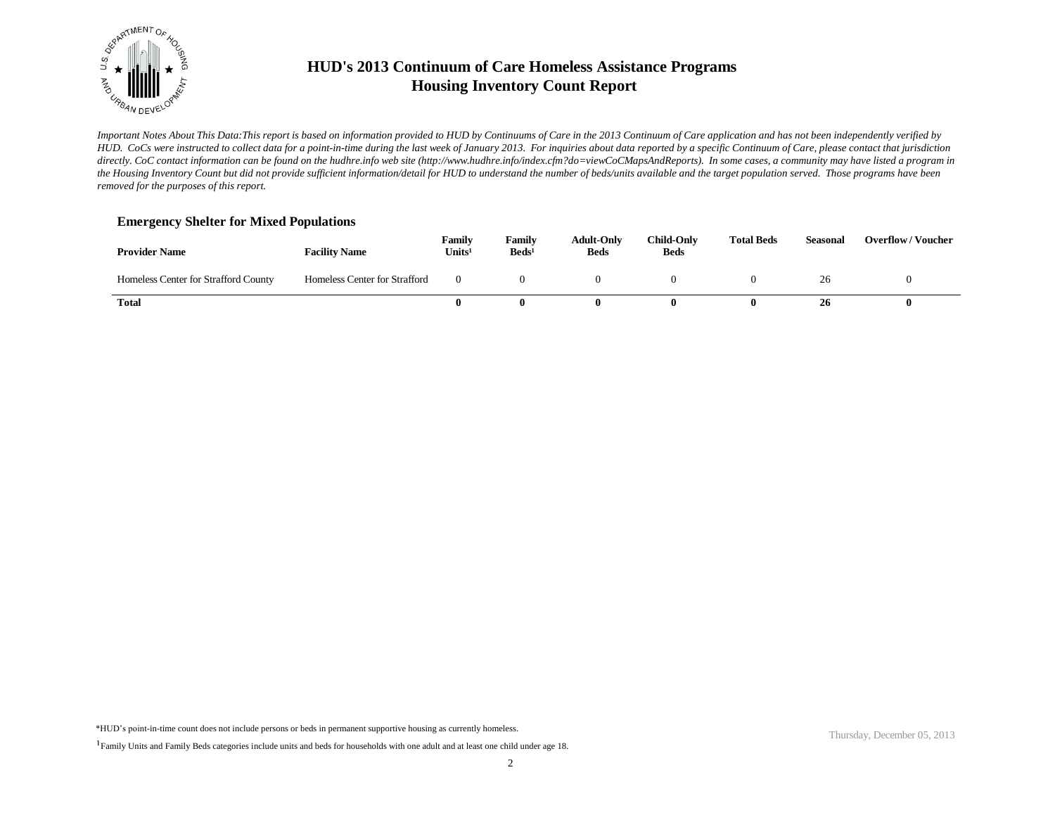# HUD's 2013 Continuum of Care Homeless Assistance Programs
# Housing Inventory Count Report

*Important Notes About This Data:This report is based on information provided to HUD by Continuums of Care in the 2013 Continuum of Care application and has not been independently verified by HUD. CoCs were instructed to collect data for a point-in-time during the last week of January 2013. For inquiries about data reported by a specific Continuum of Care, please contact that jurisdiction directly. CoC contact information can be found on the hudhre.info web site (http://www.hudhre.info/index.cfm?do=viewCoCMapsAndReports). In some cases, a community may have listed a program in the Housing Inventory Count but did not provide sufficient information/detail for HUD to understand the number of beds/units available and the target population served. Those programs have been removed for the purposes of this report.*

### Emergency Shelter for Mixed Populations

| Provider Name | Facility Name | Family Units[1] | Family Beds[1] | Adult-Only Beds | Child-Only Beds | Total Beds | Seasonal | Overflow / Voucher |
|---|---|---|---|---|---|---|---|---|
| Homeless Center for Strafford County | Homeless Center for Strafford | 0 | 0 | 0 | 0 | 0 | 26 | 0 |
| **Total** | | **0** | **0** | **0** | **0** | **0** | **26** | **0** |

*HUD's point-in-time count does not include persons or beds in permanent supportive housing as currently homeless.

[1]Family Units and Family Beds categories include units and beds for households with one adult and at least one child under age 18.

Thursday, December 05, 2013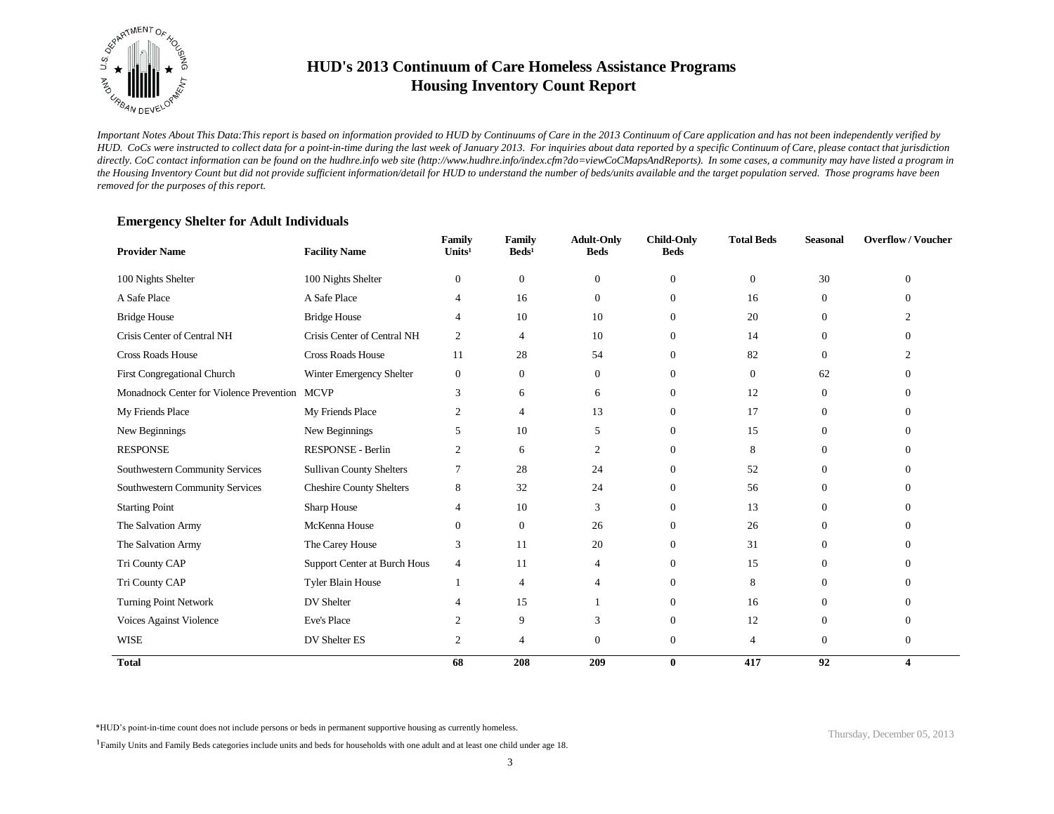# HUD's 2013 Continuum of Care Homeless Assistance Programs
## Housing Inventory Count Report

*Important Notes About This Data:This report is based on information provided to HUD by Continuums of Care in the 2013 Continuum of Care application and has not been independently verified by HUD. CoCs were instructed to collect data for a point-in-time during the last week of January 2013. For inquiries about data reported by a specific Continuum of Care, please contact that jurisdiction directly. CoC contact information can be found on the hudhre.info web site (http://www.hudhre.info/index.cfm?do=viewCoCMapsAndReports). In some cases, a community may have listed a program in the Housing Inventory Count but did not provide sufficient information/detail for HUD to understand the number of beds/units available and the target population served. Those programs have been removed for the purposes of this report.*

### Emergency Shelter for Adult Individuals

| Provider Name | Facility Name | Family Units[1] | Family Beds[1] | Adult-Only Beds | Child-Only Beds | Total Beds | Seasonal | Overflow / Voucher |
|---|---|---|---|---|---|---|---|---|
| 100 Nights Shelter | 100 Nights Shelter | 0 | 0 | 0 | 0 | 0 | 30 | 0 |
| A Safe Place | A Safe Place | 4 | 16 | 0 | 0 | 16 | 0 | 0 |
| Bridge House | Bridge House | 4 | 10 | 10 | 0 | 20 | 0 | 2 |
| Crisis Center of Central NH | Crisis Center of Central NH | 2 | 4 | 10 | 0 | 14 | 0 | 0 |
| Cross Roads House | Cross Roads House | 11 | 28 | 54 | 0 | 82 | 0 | 2 |
| First Congregational Church | Winter Emergency Shelter | 0 | 0 | 0 | 0 | 0 | 62 | 0 |
| Monadnock Center for Violence Prevention | MCVP | 3 | 6 | 6 | 0 | 12 | 0 | 0 |
| My Friends Place | My Friends Place | 2 | 4 | 13 | 0 | 17 | 0 | 0 |
| New Beginnings | New Beginnings | 5 | 10 | 5 | 0 | 15 | 0 | 0 |
| RESPONSE | RESPONSE - Berlin | 2 | 6 | 2 | 0 | 8 | 0 | 0 |
| Southwestern Community Services | Sullivan County Shelters | 7 | 28 | 24 | 0 | 52 | 0 | 0 |
| Southwestern Community Services | Cheshire County Shelters | 8 | 32 | 24 | 0 | 56 | 0 | 0 |
| Starting Point | Sharp House | 4 | 10 | 3 | 0 | 13 | 0 | 0 |
| The Salvation Army | McKenna House | 0 | 0 | 26 | 0 | 26 | 0 | 0 |
| The Salvation Army | The Carey House | 3 | 11 | 20 | 0 | 31 | 0 | 0 |
| Tri County CAP | Support Center at Burch Hous | 4 | 11 | 4 | 0 | 15 | 0 | 0 |
| Tri County CAP | Tyler Blain House | 1 | 4 | 4 | 0 | 8 | 0 | 0 |
| Turning Point Network | DV Shelter | 4 | 15 | 1 | 0 | 16 | 0 | 0 |
| Voices Against Violence | Eve's Place | 2 | 9 | 3 | 0 | 12 | 0 | 0 |
| WISE | DV Shelter ES | 2 | 4 | 0 | 0 | 4 | 0 | 0 |
| **Total** | | **68** | **208** | **209** | **0** | **417** | **92** | **4** |

*HUD's point-in-time count does not include persons or beds in permanent supportive housing as currently homeless.

[1]Family Units and Family Beds categories include units and beds for households with one adult and at least one child under age 18.

Thursday, December 05, 2013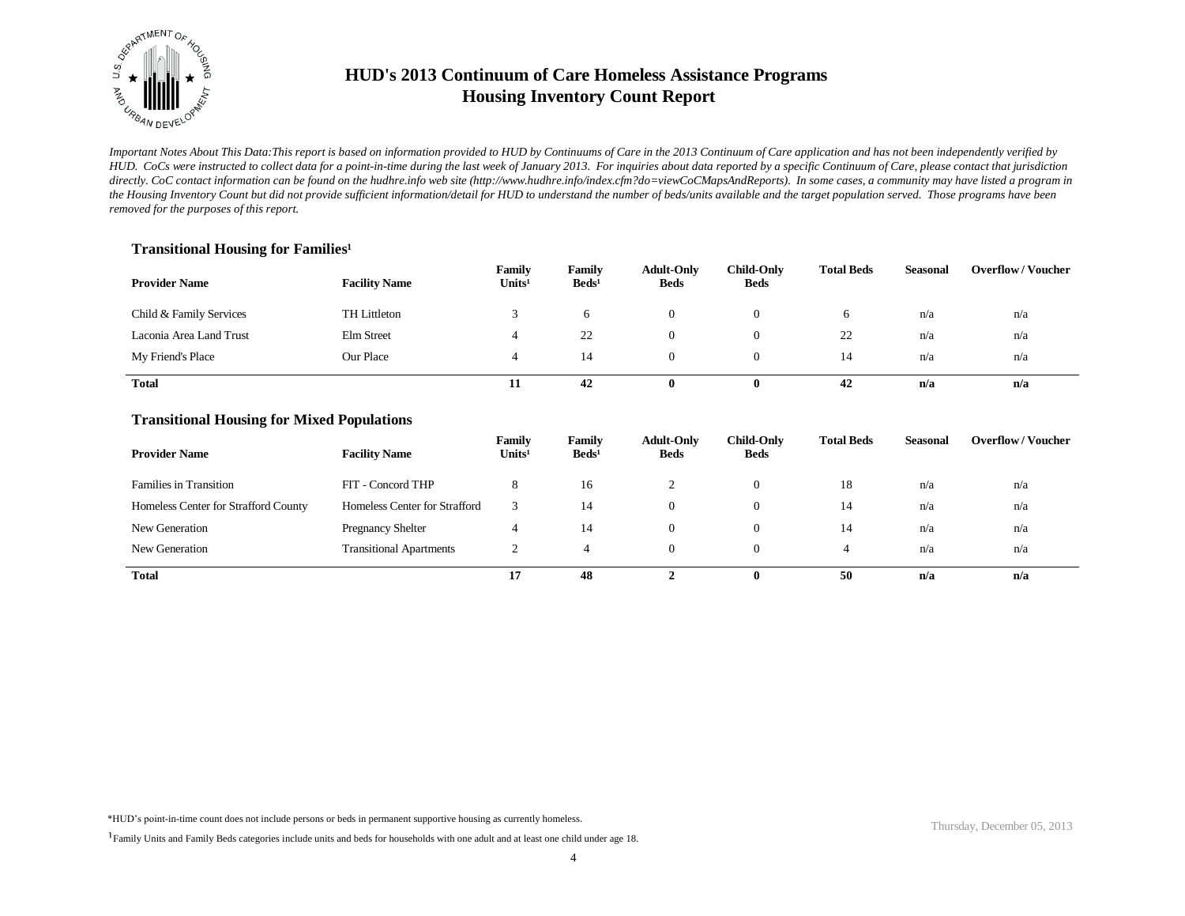# HUD's 2013 Continuum of Care Homeless Assistance Programs
## Housing Inventory Count Report

*Important Notes About This Data:This report is based on information provided to HUD by Continuums of Care in the 2013 Continuum of Care application and has not been independently verified by HUD. CoCs were instructed to collect data for a point-in-time during the last week of January 2013. For inquiries about data reported by a specific Continuum of Care, please contact that jurisdiction directly. CoC contact information can be found on the hudhre.info web site (http://www.hudhre.info/index.cfm?do=viewCoCMapsAndReports). In some cases, a community may have listed a program in the Housing Inventory Count but did not provide sufficient information/detail for HUD to understand the number of beds/units available and the target population served. Those programs have been removed for the purposes of this report.*

### Transitional Housing for Families[1]

| Provider Name | Facility Name | Family Units[1] | Family Beds[1] | Adult-Only Beds | Child-Only Beds | Total Beds | Seasonal | Overflow / Voucher |
|---|---|---|---|---|---|---|---|---|
| Child & Family Services | TH Littleton | 3 | 6 | 0 | 0 | 6 | n/a | n/a |
| Laconia Area Land Trust | Elm Street | 4 | 22 | 0 | 0 | 22 | n/a | n/a |
| My Friend's Place | Our Place | 4 | 14 | 0 | 0 | 14 | n/a | n/a |
| **Total** | | **11** | **42** | **0** | **0** | **42** | **n/a** | **n/a** |

### Transitional Housing for Mixed Populations

| Provider Name | Facility Name | Family Units[1] | Family Beds[1] | Adult-Only Beds | Child-Only Beds | Total Beds | Seasonal | Overflow / Voucher |
|---|---|---|---|---|---|---|---|---|
| Families in Transition | FIT - Concord THP | 8 | 16 | 2 | 0 | 18 | n/a | n/a |
| Homeless Center for Strafford County | Homeless Center for Strafford | 3 | 14 | 0 | 0 | 14 | n/a | n/a |
| New Generation | Pregnancy Shelter | 4 | 14 | 0 | 0 | 14 | n/a | n/a |
| New Generation | Transitional Apartments | 2 | 4 | 0 | 0 | 4 | n/a | n/a |
| **Total** | | **17** | **48** | **2** | **0** | **50** | **n/a** | **n/a** |

*HUD's point-in-time count does not include persons or beds in permanent supportive housing as currently homeless.

[1] Family Units and Family Beds categories include units and beds for households with one adult and at least one child under age 18.

Thursday, December 05, 2013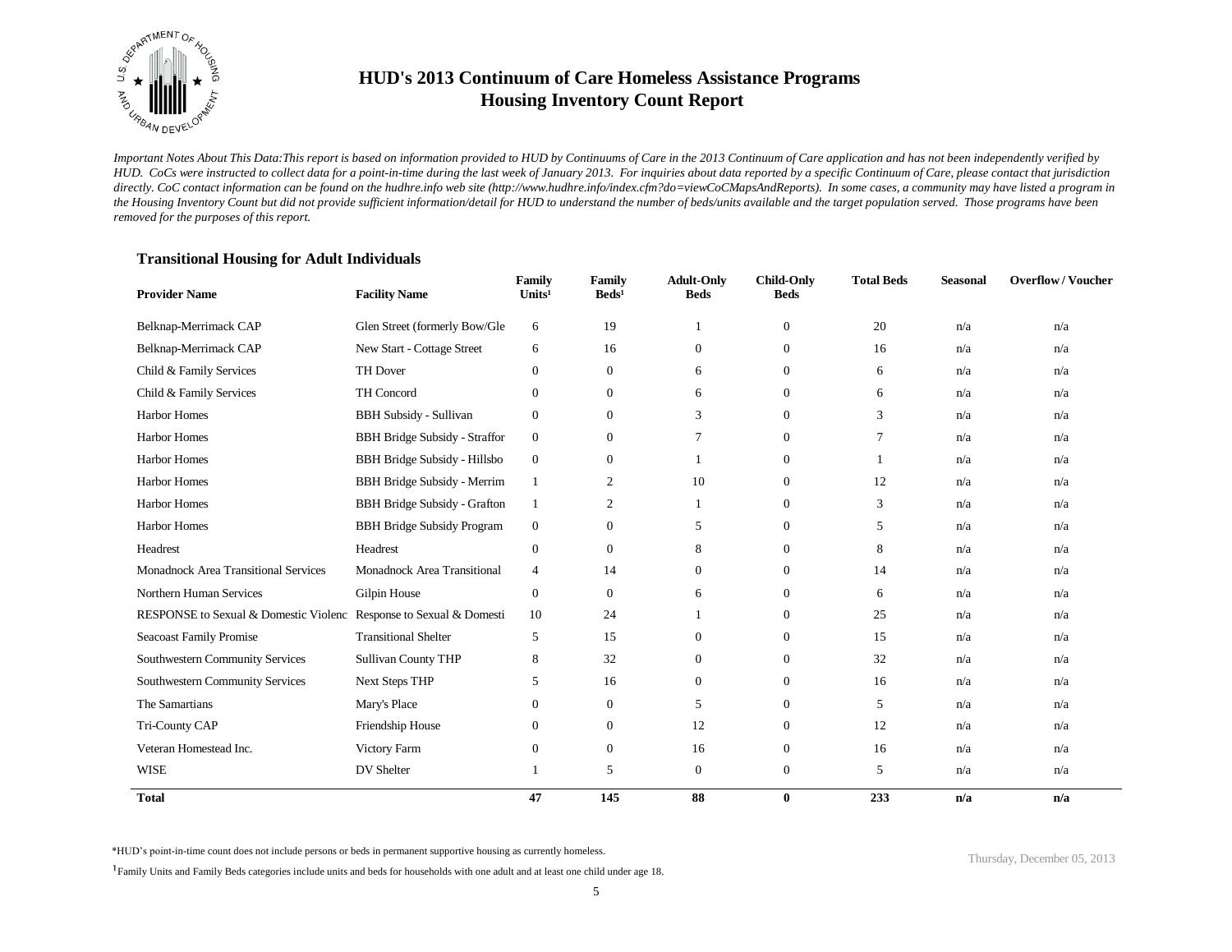# HUD's 2013 Continuum of Care Homeless Assistance Programs
## Housing Inventory Count Report

*Important Notes About This Data:This report is based on information provided to HUD by Continuums of Care in the 2013 Continuum of Care application and has not been independently verified by HUD. CoCs were instructed to collect data for a point-in-time during the last week of January 2013. For inquiries about data reported by a specific Continuum of Care, please contact that jurisdiction directly. CoC contact information can be found on the hudhre.info web site (http://www.hudhre.info/index.cfm?do=viewCoCMapsAndReports). In some cases, a community may have listed a program in the Housing Inventory Count but did not provide sufficient information/detail for HUD to understand the number of beds/units available and the target population served. Those programs have been removed for the purposes of this report.*

### Transitional Housing for Adult Individuals

| Provider Name | Facility Name | Family Units[1] | Family Beds[1] | Adult-Only Beds | Child-Only Beds | Total Beds | Seasonal | Overflow / Voucher |
|---|---|---|---|---|---|---|---|---|
| Belknap-Merrimack CAP | Glen Street (formerly Bow/Gle | 6 | 19 | 1 | 0 | 20 | n/a | n/a |
| Belknap-Merrimack CAP | New Start - Cottage Street | 6 | 16 | 0 | 0 | 16 | n/a | n/a |
| Child & Family Services | TH Dover | 0 | 0 | 6 | 0 | 6 | n/a | n/a |
| Child & Family Services | TH Concord | 0 | 0 | 6 | 0 | 6 | n/a | n/a |
| Harbor Homes | BBH Subsidy - Sullivan | 0 | 0 | 3 | 0 | 3 | n/a | n/a |
| Harbor Homes | BBH Bridge Subsidy - Straffor | 0 | 0 | 7 | 0 | 7 | n/a | n/a |
| Harbor Homes | BBH Bridge Subsidy - Hillsbo | 0 | 0 | 1 | 0 | 1 | n/a | n/a |
| Harbor Homes | BBH Bridge Subsidy - Merrim | 1 | 2 | 10 | 0 | 12 | n/a | n/a |
| Harbor Homes | BBH Bridge Subsidy - Grafton | 1 | 2 | 1 | 0 | 3 | n/a | n/a |
| Harbor Homes | BBH Bridge Subsidy Program | 0 | 0 | 5 | 0 | 5 | n/a | n/a |
| Headrest | Headrest | 0 | 0 | 8 | 0 | 8 | n/a | n/a |
| Monadnock Area Transitional Services | Monadnock Area Transitional | 4 | 14 | 0 | 0 | 14 | n/a | n/a |
| Northern Human Services | Gilpin House | 0 | 0 | 6 | 0 | 6 | n/a | n/a |
| RESPONSE to Sexual & Domestic Violenc | Response to Sexual & Domesti | 10 | 24 | 1 | 0 | 25 | n/a | n/a |
| Seacoast Family Promise | Transitional Shelter | 5 | 15 | 0 | 0 | 15 | n/a | n/a |
| Southwestern Community Services | Sullivan County THP | 8 | 32 | 0 | 0 | 32 | n/a | n/a |
| Southwestern Community Services | Next Steps THP | 5 | 16 | 0 | 0 | 16 | n/a | n/a |
| The Samartians | Mary's Place | 0 | 0 | 5 | 0 | 5 | n/a | n/a |
| Tri-County CAP | Friendship House | 0 | 0 | 12 | 0 | 12 | n/a | n/a |
| Veteran Homestead Inc. | Victory Farm | 0 | 0 | 16 | 0 | 16 | n/a | n/a |
| WISE | DV Shelter | 1 | 5 | 0 | 0 | 5 | n/a | n/a |
| **Total** | | **47** | **145** | **88** | **0** | **233** | **n/a** | **n/a** |

*HUD's point-in-time count does not include persons or beds in permanent supportive housing as currently homeless.

[1]Family Units and Family Beds categories include units and beds for households with one adult and at least one child under age 18.

Thursday, December 05, 2013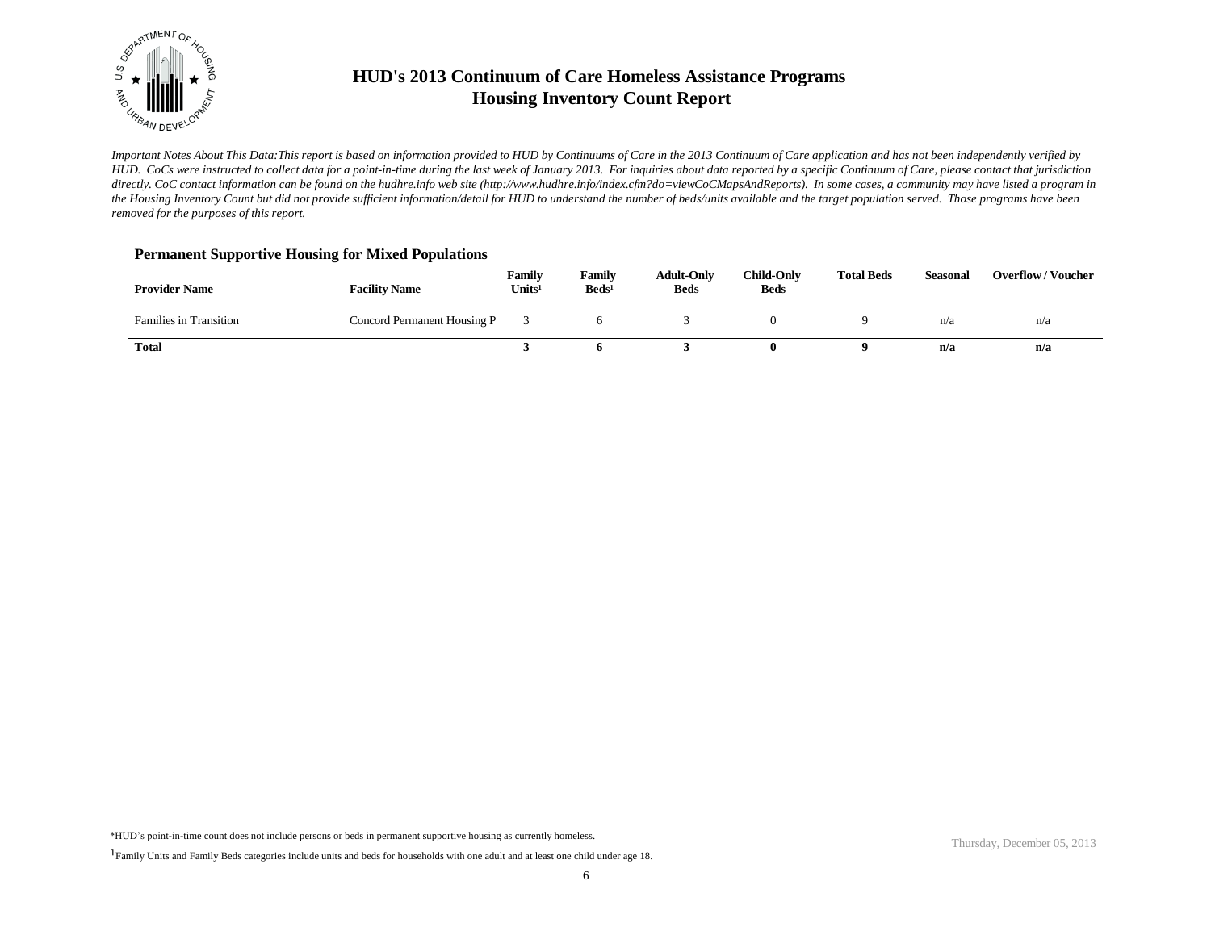# HUD's 2013 Continuum of Care Homeless Assistance Programs
# Housing Inventory Count Report

*Important Notes About This Data:This report is based on information provided to HUD by Continuums of Care in the 2013 Continuum of Care application and has not been independently verified by HUD. CoCs were instructed to collect data for a point-in-time during the last week of January 2013. For inquiries about data reported by a specific Continuum of Care, please contact that jurisdiction directly. CoC contact information can be found on the hudhre.info web site (http://www.hudhre.info/index.cfm?do=viewCoCMapsAndReports). In some cases, a community may have listed a program in the Housing Inventory Count but did not provide sufficient information/detail for HUD to understand the number of beds/units available and the target population served. Those programs have been removed for the purposes of this report.*

### Permanent Supportive Housing for Mixed Populations

| Provider Name | Facility Name | Family Units[1] | Family Beds[1] | Adult-Only Beds | Child-Only Beds | Total Beds | Seasonal | Overflow / Voucher |
|---|---|---|---|---|---|---|---|---|
| Families in Transition | Concord Permanent Housing P | 3 | 6 | 3 | 0 | 9 | n/a | n/a |
| **Total** | | **3** | **6** | **3** | **0** | **9** | **n/a** | **n/a** |

*HUD's point-in-time count does not include persons or beds in permanent supportive housing as currently homeless.

[1] Family Units and Family Beds categories include units and beds for households with one adult and at least one child under age 18.

Thursday, December 05, 2013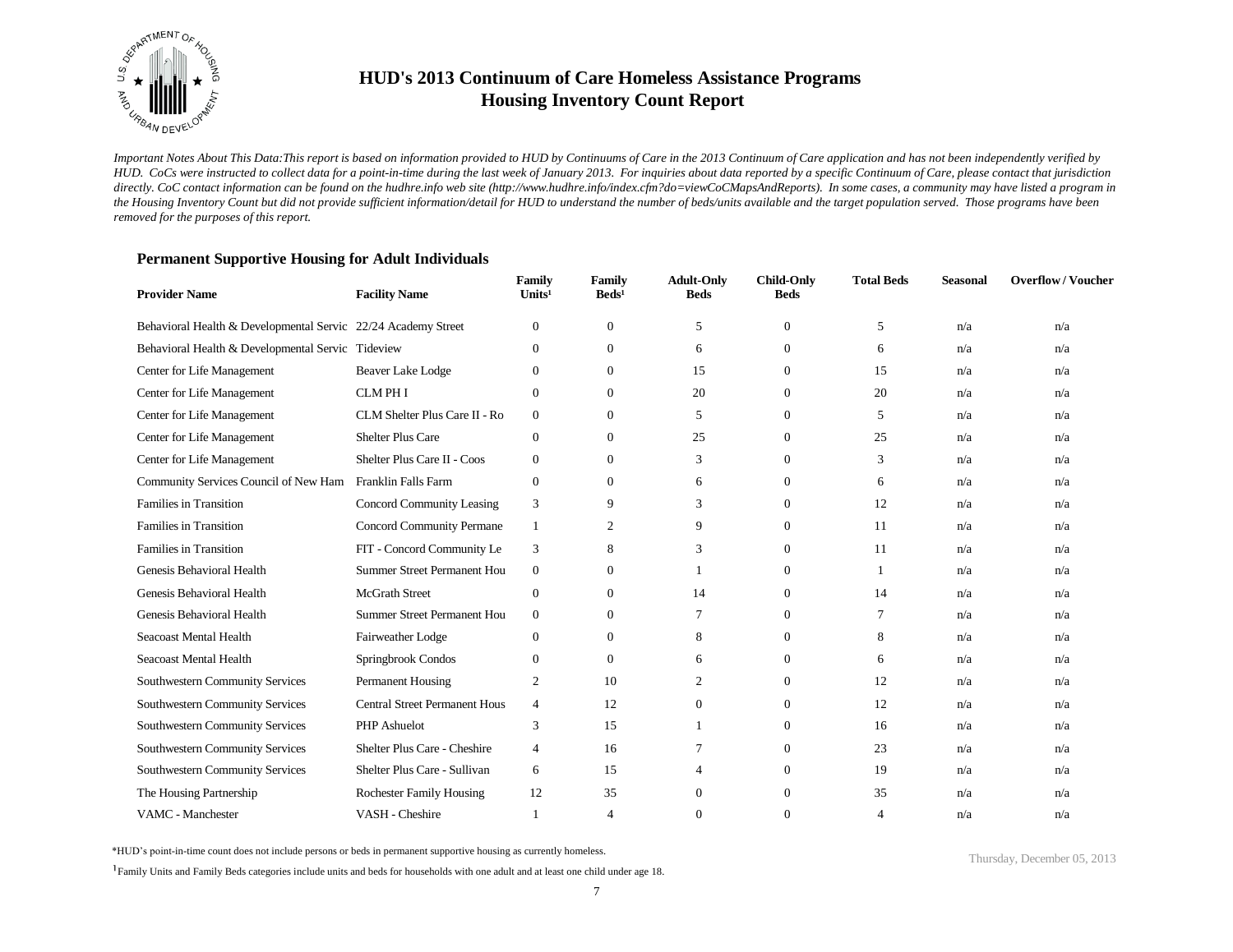# HUD's 2013 Continuum of Care Homeless Assistance Programs
## Housing Inventory Count Report

*Important Notes About This Data:This report is based on information provided to HUD by Continuums of Care in the 2013 Continuum of Care application and has not been independently verified by HUD. CoCs were instructed to collect data for a point-in-time during the last week of January 2013. For inquiries about data reported by a specific Continuum of Care, please contact that jurisdiction directly. CoC contact information can be found on the hudhre.info web site (http://www.hudhre.info/index.cfm?do=viewCoCMapsAndReports). In some cases, a community may have listed a program in the Housing Inventory Count but did not provide sufficient information/detail for HUD to understand the number of beds/units available and the target population served. Those programs have been removed for the purposes of this report.*

### Permanent Supportive Housing for Adult Individuals

| Provider Name | Facility Name | Family Units[1] | Family Beds[1] | Adult-Only Beds | Child-Only Beds | Total Beds | Seasonal | Overflow / Voucher |
|---|---|---|---|---|---|---|---|---|
| Behavioral Health & Developmental Servic | 22/24 Academy Street | 0 | 0 | 5 | 0 | 5 | n/a | n/a |
| Behavioral Health & Developmental Servic | Tideview | 0 | 0 | 6 | 0 | 6 | n/a | n/a |
| Center for Life Management | Beaver Lake Lodge | 0 | 0 | 15 | 0 | 15 | n/a | n/a |
| Center for Life Management | CLM PH I | 0 | 0 | 20 | 0 | 20 | n/a | n/a |
| Center for Life Management | CLM Shelter Plus Care II - Ro | 0 | 0 | 5 | 0 | 5 | n/a | n/a |
| Center for Life Management | Shelter Plus Care | 0 | 0 | 25 | 0 | 25 | n/a | n/a |
| Center for Life Management | Shelter Plus Care II - Coos | 0 | 0 | 3 | 0 | 3 | n/a | n/a |
| Community Services Council of New Ham | Franklin Falls Farm | 0 | 0 | 6 | 0 | 6 | n/a | n/a |
| Families in Transition | Concord Community Leasing | 3 | 9 | 3 | 0 | 12 | n/a | n/a |
| Families in Transition | Concord Community Permane | 1 | 2 | 9 | 0 | 11 | n/a | n/a |
| Families in Transition | FIT - Concord Community Le | 3 | 8 | 3 | 0 | 11 | n/a | n/a |
| Genesis Behavioral Health | Summer Street Permanent Hou | 0 | 0 | 1 | 0 | 1 | n/a | n/a |
| Genesis Behavioral Health | McGrath Street | 0 | 0 | 14 | 0 | 14 | n/a | n/a |
| Genesis Behavioral Health | Summer Street Permanent Hou | 0 | 0 | 7 | 0 | 7 | n/a | n/a |
| Seacoast Mental Health | Fairweather Lodge | 0 | 0 | 8 | 0 | 8 | n/a | n/a |
| Seacoast Mental Health | Springbrook Condos | 0 | 0 | 6 | 0 | 6 | n/a | n/a |
| Southwestern Community Services | Permanent Housing | 2 | 10 | 2 | 0 | 12 | n/a | n/a |
| Southwestern Community Services | Central Street Permanent Hous | 4 | 12 | 0 | 0 | 12 | n/a | n/a |
| Southwestern Community Services | PHP Ashuelot | 3 | 15 | 1 | 0 | 16 | n/a | n/a |
| Southwestern Community Services | Shelter Plus Care - Cheshire | 4 | 16 | 7 | 0 | 23 | n/a | n/a |
| Southwestern Community Services | Shelter Plus Care - Sullivan | 6 | 15 | 4 | 0 | 19 | n/a | n/a |
| The Housing Partnership | Rochester Family Housing | 12 | 35 | 0 | 0 | 35 | n/a | n/a |
| VAMC - Manchester | VASH - Cheshire | 1 | 4 | 0 | 0 | 4 | n/a | n/a |

*HUD's point-in-time count does not include persons or beds in permanent supportive housing as currently homeless.

[1] Family Units and Family Beds categories include units and beds for households with one adult and at least one child under age 18.

Thursday, December 05, 2013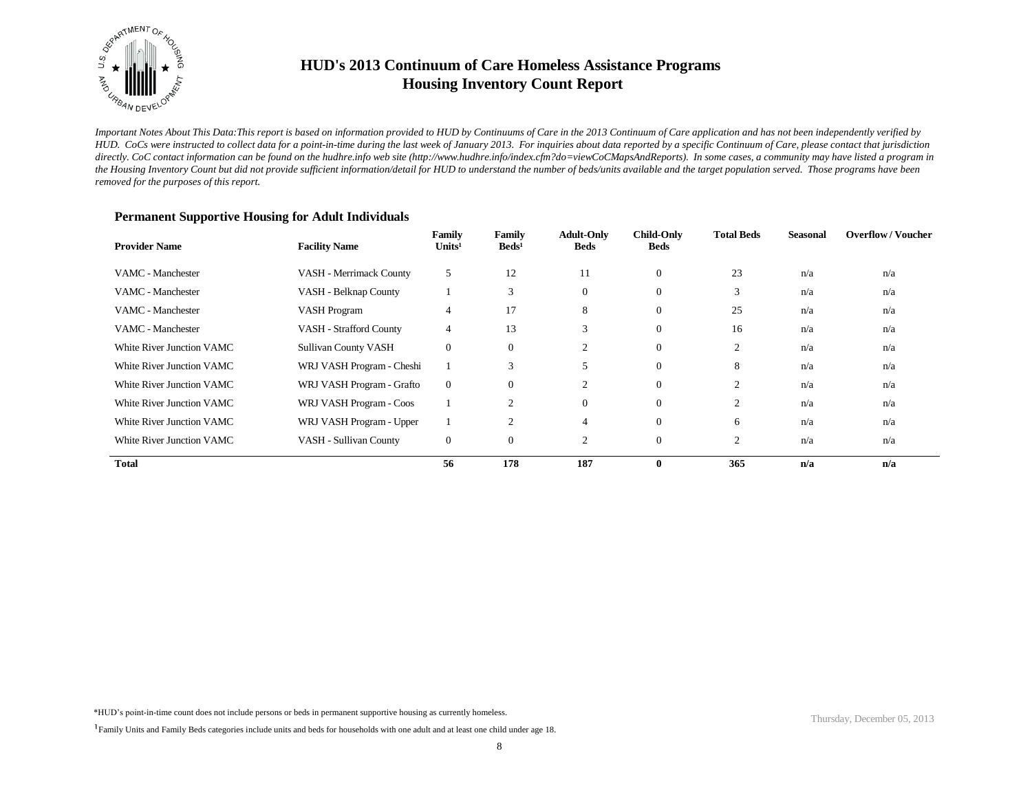# HUD's 2013 Continuum of Care Homeless Assistance Programs
## Housing Inventory Count Report

*Important Notes About This Data:This report is based on information provided to HUD by Continuums of Care in the 2013 Continuum of Care application and has not been independently verified by HUD. CoCs were instructed to collect data for a point-in-time during the last week of January 2013. For inquiries about data reported by a specific Continuum of Care, please contact that jurisdiction directly. CoC contact information can be found on the hudhre.info web site (http://www.hudhre.info/index.cfm?do=viewCoCMapsAndReports). In some cases, a community may have listed a program in the Housing Inventory Count but did not provide sufficient information/detail for HUD to understand the number of beds/units available and the target population served. Those programs have been removed for the purposes of this report.*

### Permanent Supportive Housing for Adult Individuals

| Provider Name | Facility Name | Family Units[1] | Family Beds[1] | Adult-Only Beds | Child-Only Beds | Total Beds | Seasonal | Overflow / Voucher |
|---|---|---|---|---|---|---|---|---|
| VAMC - Manchester | VASH - Merrimack County | 5 | 12 | 11 | 0 | 23 | n/a | n/a |
| VAMC - Manchester | VASH - Belknap County | 1 | 3 | 0 | 0 | 3 | n/a | n/a |
| VAMC - Manchester | VASH Program | 4 | 17 | 8 | 0 | 25 | n/a | n/a |
| VAMC - Manchester | VASH - Strafford County | 4 | 13 | 3 | 0 | 16 | n/a | n/a |
| White River Junction VAMC | Sullivan County VASH | 0 | 0 | 2 | 0 | 2 | n/a | n/a |
| White River Junction VAMC | WRJ VASH Program - Cheshi | 1 | 3 | 5 | 0 | 8 | n/a | n/a |
| White River Junction VAMC | WRJ VASH Program - Grafto | 0 | 0 | 2 | 0 | 2 | n/a | n/a |
| White River Junction VAMC | WRJ VASH Program - Coos | 1 | 2 | 0 | 0 | 2 | n/a | n/a |
| White River Junction VAMC | WRJ VASH Program - Upper | 1 | 2 | 4 | 0 | 6 | n/a | n/a |
| White River Junction VAMC | VASH - Sullivan County | 0 | 0 | 2 | 0 | 2 | n/a | n/a |
| **Total** | | **56** | **178** | **187** | **0** | **365** | **n/a** | **n/a** |

*HUD's point-in-time count does not include persons or beds in permanent supportive housing as currently homeless.

[1]Family Units and Family Beds categories include units and beds for households with one adult and at least one child under age 18.

Thursday, December 05, 2013